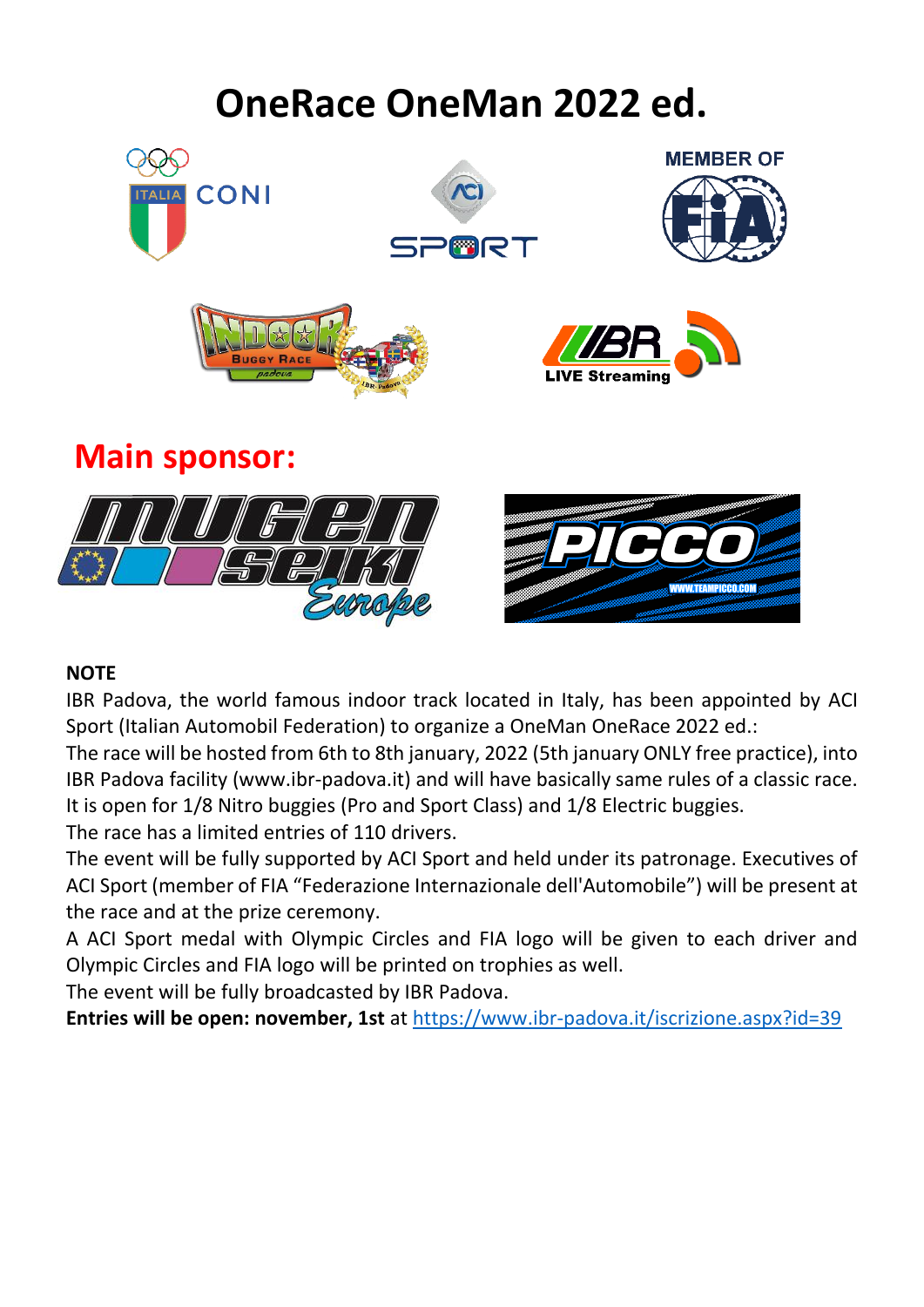# OneRace OneMan 2022 ed.

## Main sponsor:

**NOTE**

IBR Padova, the world famous indoor track located in Italy, has been appointed by ACI Sport (Italian Automobil Federation) to organize a OneMan OneRace 2022 ed.:

The race will be hosted from 6th to 8th january, 2022 (5th january ONLY free practice), into IBR Padova facility (www.ibr-padova.it) and will have basically same rules of a classic race.

It is open for 1/8 Nitro buggies (Pro and Sport Class) and 1/8 Electric buggies.

The race has a limited entries of 110 drivers.

The event will be fully supported by ACI Sport and held under its patronage. Executives of ACI Sport (member of FIA "Federazione Internazionale dell'Automobile") will be present at the race and at the prize ceremony.

A ACI Sport medal with Olympic Circles and FIA logo will be given to each driver and Olympic Circles and FIA logo will be printed on trophies as well.

The event will be fully broadcasted by IBR Padova.

**Entries will be open: november, 1st** at https://www.ibr-padova.it/iscrizione.aspx?id=39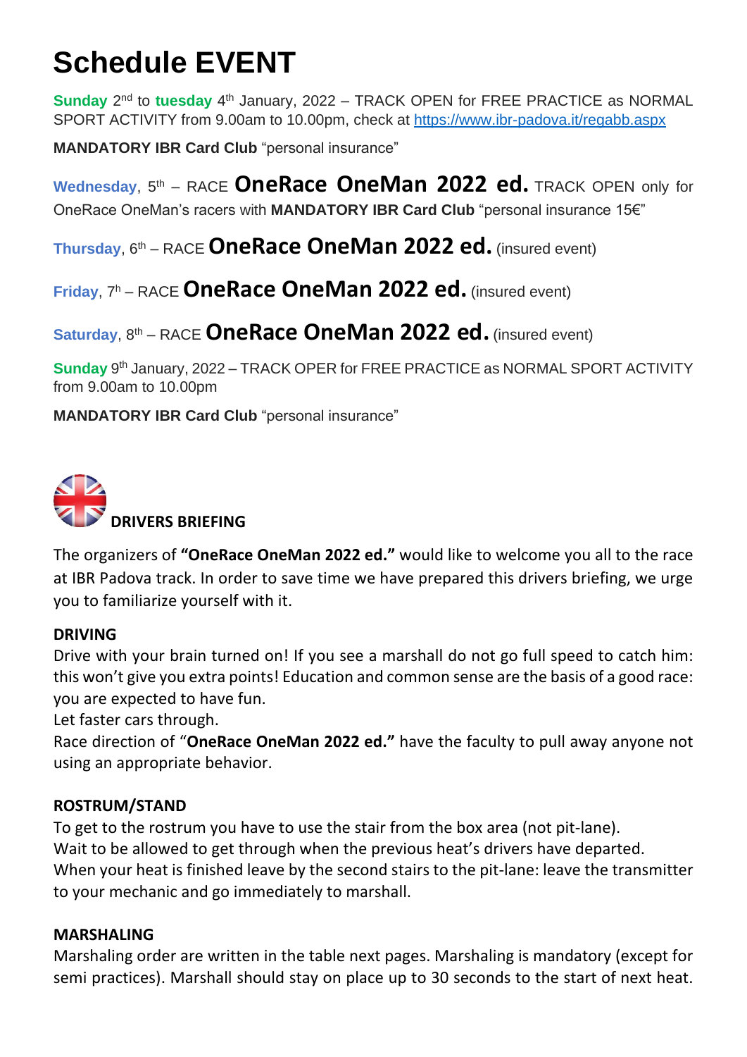# Schedule EVENT

**Sunday** 2nd to **tuesday** 4th January, 2022 – TRACK OPEN for FREE PRACTICE as NORMAL SPORT ACTIVITY from 9.00am to 10.00pm, check at https://www.ibr-padova.it/regabb.aspx

**MANDATORY IBR Card Club** “personal insurance”

**Wednesday**, 5th – RACE **OneRace OneMan 2022 ed.** TRACK OPEN only for OneRace OneMan’s racers with **MANDATORY IBR Card Club** “personal insurance 15€”

**Thursday**, 6th – RACE **OneRace OneMan 2022 ed.** (insured event)

**Friday**, 7h – RACE **OneRace OneMan 2022 ed.** (insured event)

**Saturday**, 8th – RACE **OneRace OneMan 2022 ed.** (insured event)

**Sunday** 9th January, 2022 – TRACK OPER for FREE PRACTICE as NORMAL SPORT ACTIVITY from 9.00am to 10.00pm

**MANDATORY IBR Card Club** “personal insurance”

## DRIVERS BRIEFING

The organizers of **“OneRace OneMan 2022 ed.”** would like to welcome you all to the race at IBR Padova track. In order to save time we have prepared this drivers briefing, we urge you to familiarize yourself with it.

### DRIVING

Drive with your brain turned on! If you see a marshall do not go full speed to catch him: this won’t give you extra points! Education and common sense are the basis of a good race: you are expected to have fun.
Let faster cars through.
Race direction of “**OneRace OneMan 2022 ed.”** have the faculty to pull away anyone not using an appropriate behavior.

### ROSTRUM/STAND

To get to the rostrum you have to use the stair from the box area (not pit-lane).
Wait to be allowed to get through when the previous heat’s drivers have departed.
When your heat is finished leave by the second stairs to the pit-lane: leave the transmitter to your mechanic and go immediately to marshall.

### MARSHALING

Marshaling order are written in the table next pages. Marshaling is mandatory (except for semi practices). Marshall should stay on place up to 30 seconds to the start of next heat.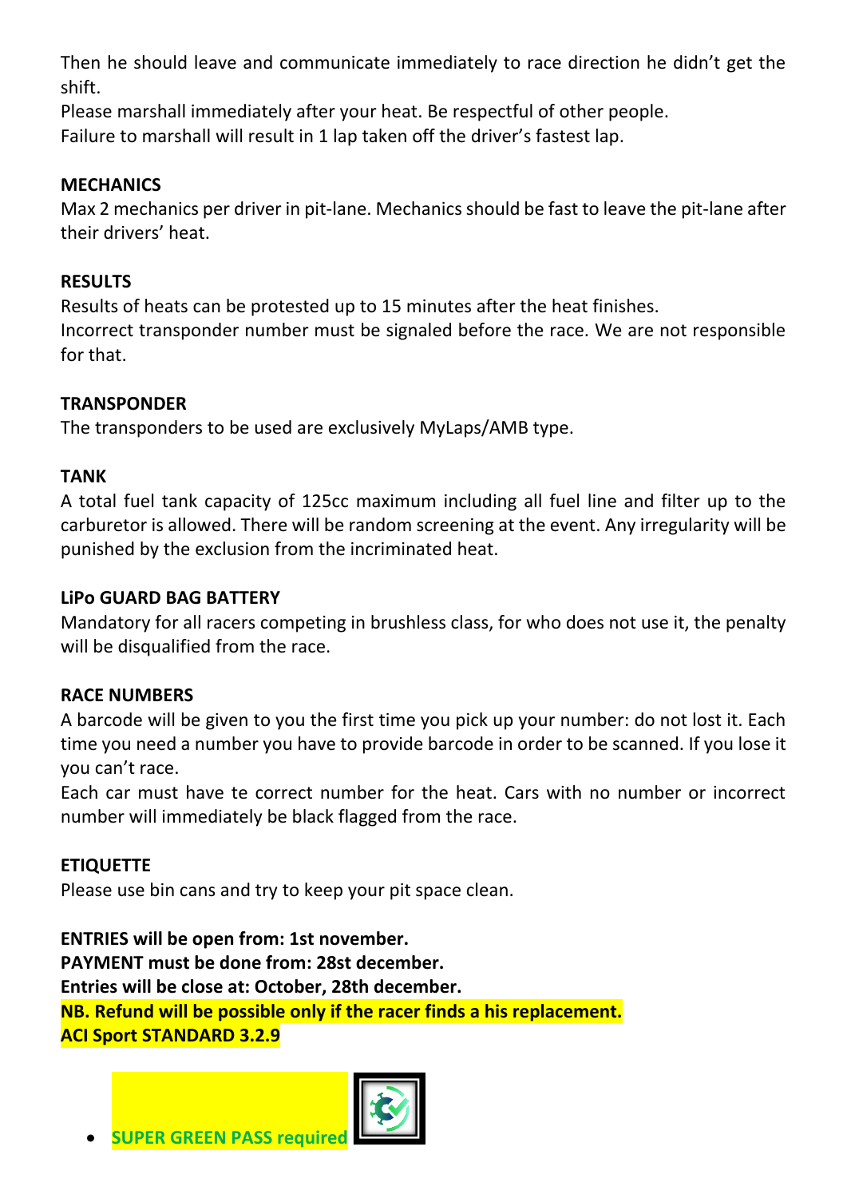Then he should leave and communicate immediately to race direction he didn't get the shift.
Please marshall immediately after your heat. Be respectful of other people.
Failure to marshall will result in 1 lap taken off the driver's fastest lap.

**MECHANICS**
Max 2 mechanics per driver in pit-lane. Mechanics should be fast to leave the pit-lane after their drivers' heat.

**RESULTS**
Results of heats can be protested up to 15 minutes after the heat finishes.
Incorrect transponder number must be signaled before the race. We are not responsible for that.

**TRANSPONDER**
The transponders to be used are exclusively MyLaps/AMB type.

**TANK**
A total fuel tank capacity of 125cc maximum including all fuel line and filter up to the carburetor is allowed. There will be random screening at the event. Any irregularity will be punished by the exclusion from the incriminated heat.

**LiPo GUARD BAG BATTERY**
Mandatory for all racers competing in brushless class, for who does not use it, the penalty will be disqualified from the race.

**RACE NUMBERS**
A barcode will be given to you the first time you pick up your number: do not lost it. Each time you need a number you have to provide barcode in order to be scanned. If you lose it you can't race.
Each car must have te correct number for the heat. Cars with no number or incorrect number will immediately be black flagged from the race.

**ETIQUETTE**
Please use bin cans and try to keep your pit space clean.

**ENTRIES will be open from: 1st november.**
**PAYMENT must be done from: 28st december.**
**Entries will be close at: October, 28th december.**
**NB. Refund will be possible only if the racer finds a his replacement.**
**ACI Sport STANDARD 3.2.9**

- **SUPER GREEN PASS required**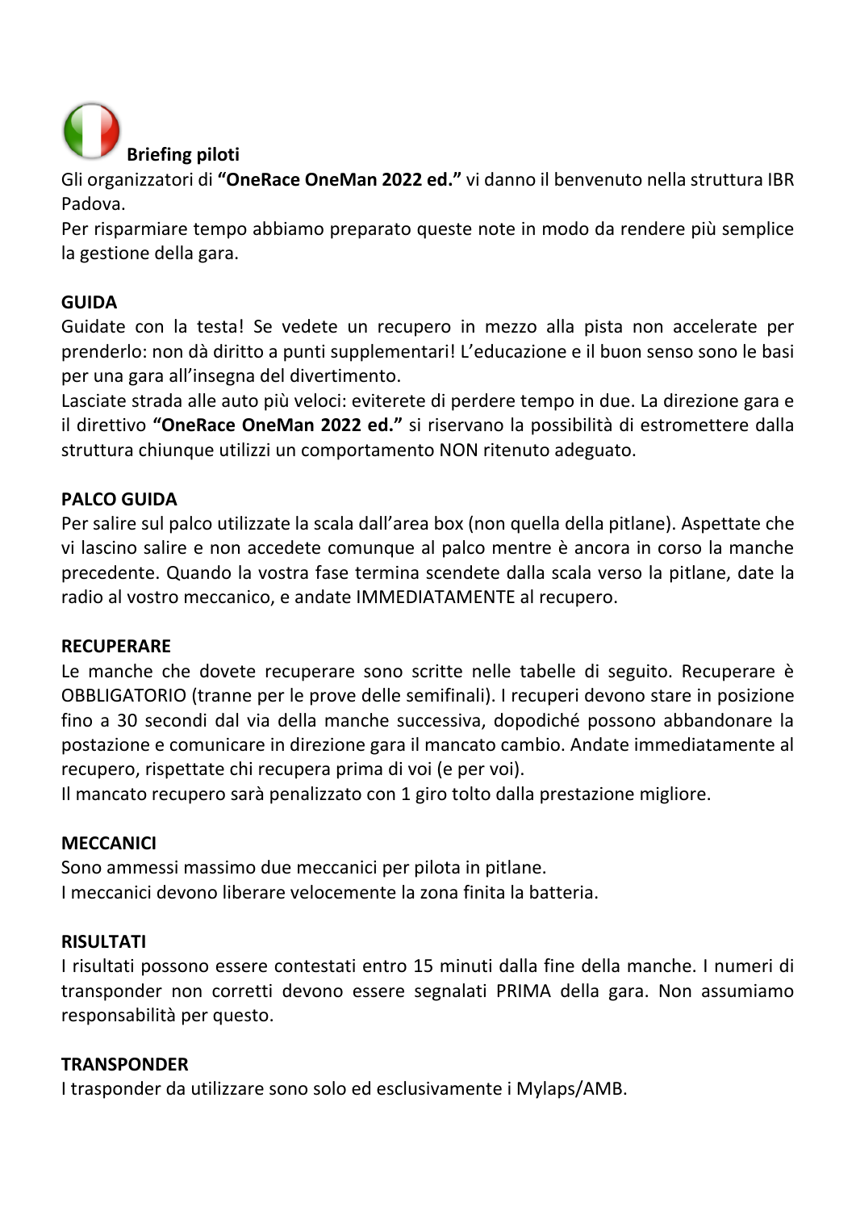## Briefing piloti

Gli organizzatori di **"OneRace OneMan 2022 ed."** vi danno il benvenuto nella struttura IBR Padova.

Per risparmiare tempo abbiamo preparato queste note in modo da rendere più semplice la gestione della gara.

### GUIDA

Guidate con la testa! Se vedete un recupero in mezzo alla pista non accelerate per prenderlo: non dà diritto a punti supplementari! L'educazione e il buon senso sono le basi per una gara all'insegna del divertimento.

Lasciate strada alle auto più veloci: eviterete di perdere tempo in due. La direzione gara e il direttivo **"OneRace OneMan 2022 ed."** si riservano la possibilità di estromettere dalla struttura chiunque utilizzi un comportamento NON ritenuto adeguato.

### PALCO GUIDA

Per salire sul palco utilizzate la scala dall'area box (non quella della pitlane). Aspettate che vi lascino salire e non accedete comunque al palco mentre è ancora in corso la manche precedente. Quando la vostra fase termina scendete dalla scala verso la pitlane, date la radio al vostro meccanico, e andate IMMEDIATAMENTE al recupero.

### RECUPERARE

Le manche che dovete recuperare sono scritte nelle tabelle di seguito. Recuperare è OBBLIGATORIO (tranne per le prove delle semifinali). I recuperi devono stare in posizione fino a 30 secondi dal via della manche successiva, dopodiché possono abbandonare la postazione e comunicare in direzione gara il mancato cambio. Andate immediatamente al recupero, rispettate chi recupera prima di voi (e per voi).

Il mancato recupero sarà penalizzato con 1 giro tolto dalla prestazione migliore.

### MECCANICI

Sono ammessi massimo due meccanici per pilota in pitlane.

I meccanici devono liberare velocemente la zona finita la batteria.

### RISULTATI

I risultati possono essere contestati entro 15 minuti dalla fine della manche. I numeri di transponder non corretti devono essere segnalati PRIMA della gara. Non assumiamo responsabilità per questo.

### TRANSPONDER

I trasponder da utilizzare sono solo ed esclusivamente i Mylaps/AMB.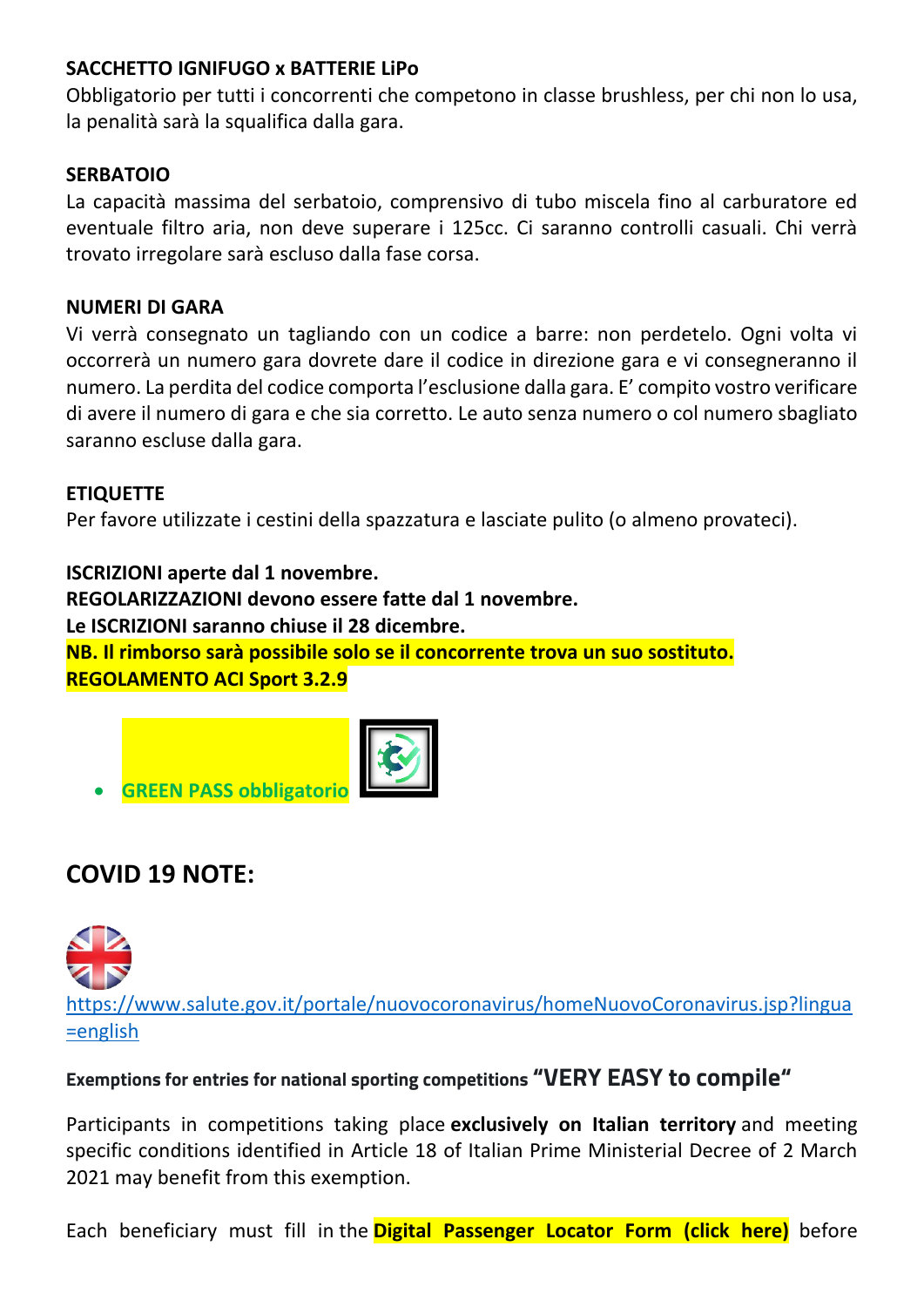**SACCHETTO IGNIFUGO x BATTERIE LiPo**
Obbligatorio per tutti i concorrenti che competono in classe brushless, per chi non lo usa, la penalità sarà la squalifica dalla gara.

**SERBATOIO**
La capacità massima del serbatoio, comprensivo di tubo miscela fino al carburatore ed eventuale filtro aria, non deve superare i 125cc. Ci saranno controlli casuali. Chi verrà trovato irregolare sarà escluso dalla fase corsa.

**NUMERI DI GARA**
Vi verrà consegnato un tagliando con un codice a barre: non perdetelo. Ogni volta vi occorrerà un numero gara dovrete dare il codice in direzione gara e vi consegneranno il numero. La perdita del codice comporta l'esclusione dalla gara. E' compito vostro verificare di avere il numero di gara e che sia corretto. Le auto senza numero o col numero sbagliato saranno escluse dalla gara.

**ETIQUETTE**
Per favore utilizzate i cestini della spazzatura e lasciate pulito (o almeno provateci).

**ISCRIZIONI aperte dal 1 novembre.**
**REGOLARIZZAZIONI devono essere fatte dal 1 novembre.**
**Le ISCRIZIONI saranno chiuse il 28 dicembre.**
**NB. Il rimborso sarà possibile solo se il concorrente trova un suo sostituto.**
**REGOLAMENTO ACI Sport 3.2.9**

- **GREEN PASS obbligatorio**

## COVID 19 NOTE:

https://www.salute.gov.it/portale/nuovocoronavirus/homeNuovoCoronavirus.jsp?lingua=english

**Exemptions for entries for national sporting competitions "VERY EASY to compile"**

Participants in competitions taking place **exclusively on Italian territory** and meeting specific conditions identified in Article 18 of Italian Prime Ministerial Decree of 2 March 2021 may benefit from this exemption.

Each beneficiary must fill in the **Digital Passenger Locator Form (click here)** before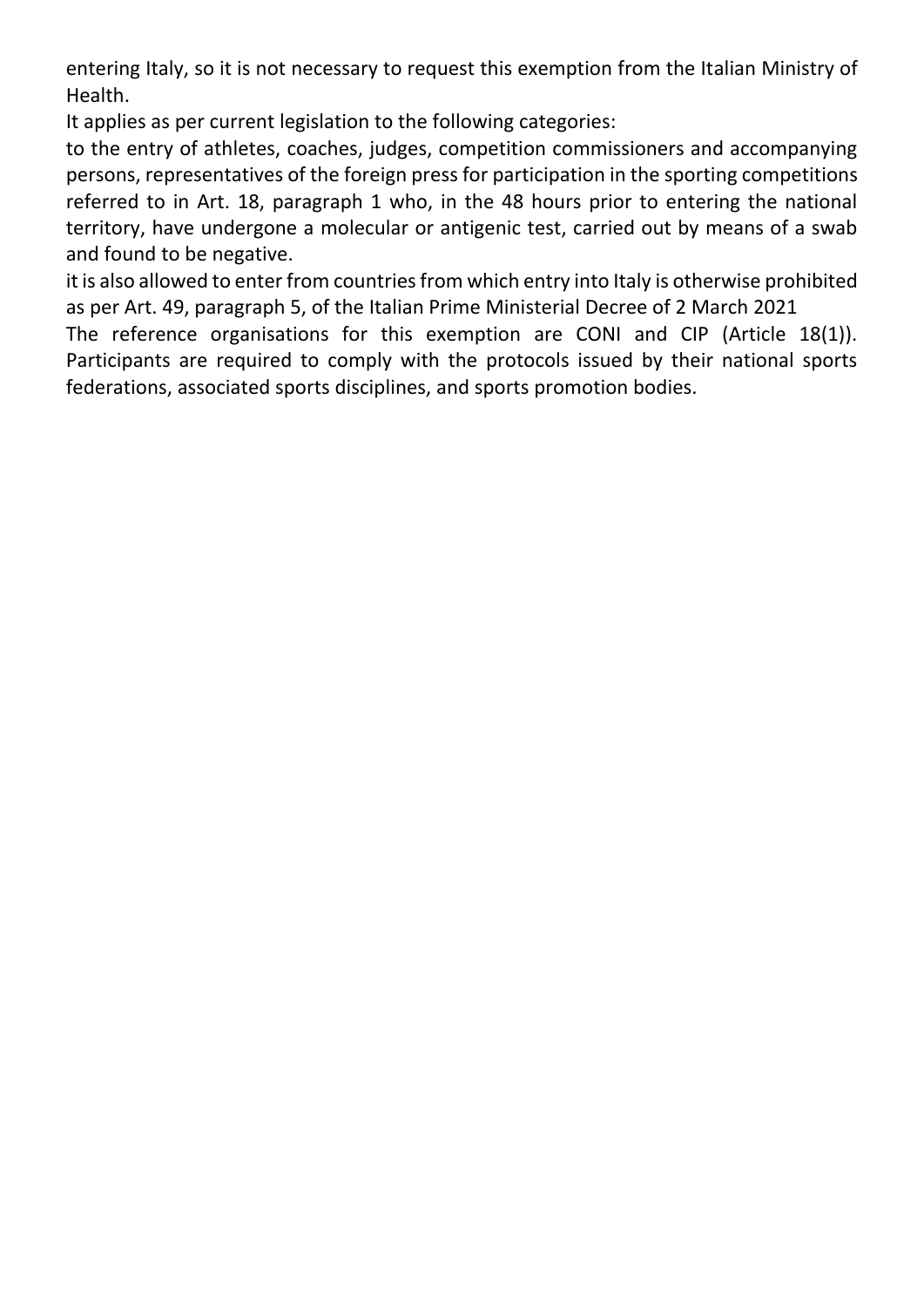entering Italy, so it is not necessary to request this exemption from the Italian Ministry of Health.

It applies as per current legislation to the following categories:

to the entry of athletes, coaches, judges, competition commissioners and accompanying persons, representatives of the foreign press for participation in the sporting competitions referred to in Art. 18, paragraph 1 who, in the 48 hours prior to entering the national territory, have undergone a molecular or antigenic test, carried out by means of a swab and found to be negative.

it is also allowed to enter from countries from which entry into Italy is otherwise prohibited as per Art. 49, paragraph 5, of the Italian Prime Ministerial Decree of 2 March 2021

The reference organisations for this exemption are CONI and CIP (Article 18(1)). Participants are required to comply with the protocols issued by their national sports federations, associated sports disciplines, and sports promotion bodies.